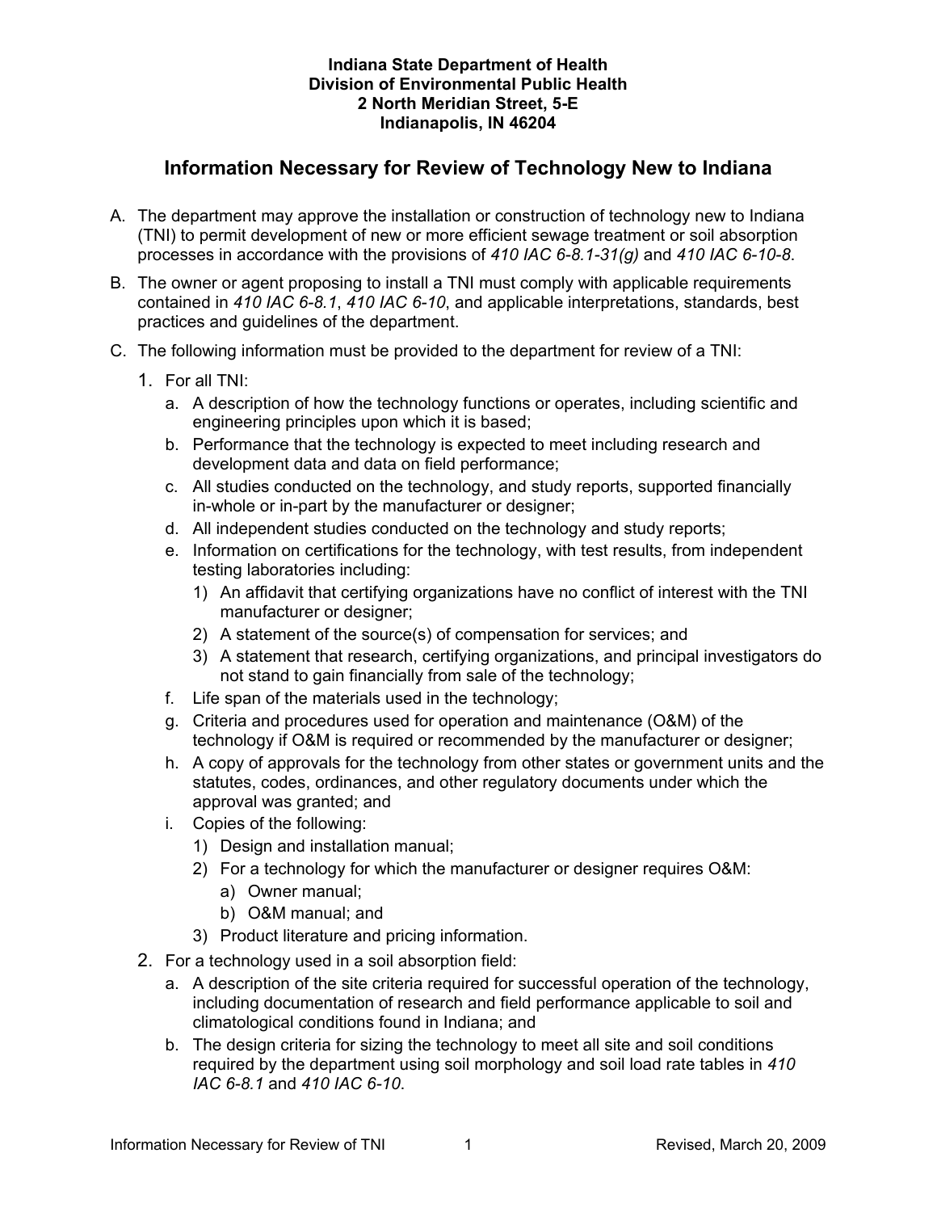**Indiana State Department of Health**
**Division of Environmental Public Health**
**2 North Meridian Street, 5-E**
**Indianapolis, IN 46204**

# Information Necessary for Review of Technology New to Indiana

A. The department may approve the installation or construction of technology new to Indiana (TNI) to permit development of new or more efficient sewage treatment or soil absorption processes in accordance with the provisions of *410 IAC 6-8.1-31(g)* and *410 IAC 6-10-8*.

B. The owner or agent proposing to install a TNI must comply with applicable requirements contained in *410 IAC 6-8.1*, *410 IAC 6-10*, and applicable interpretations, standards, best practices and guidelines of the department.

C. The following information must be provided to the department for review of a TNI:

1. For all TNI:
   a. A description of how the technology functions or operates, including scientific and engineering principles upon which it is based;
   b. Performance that the technology is expected to meet including research and development data and data on field performance;
   c. All studies conducted on the technology, and study reports, supported financially in-whole or in-part by the manufacturer or designer;
   d. All independent studies conducted on the technology and study reports;
   e. Information on certifications for the technology, with test results, from independent testing laboratories including:
      1) An affidavit that certifying organizations have no conflict of interest with the TNI manufacturer or designer;
      2) A statement of the source(s) of compensation for services; and
      3) A statement that research, certifying organizations, and principal investigators do not stand to gain financially from sale of the technology;
   f. Life span of the materials used in the technology;
   g. Criteria and procedures used for operation and maintenance (O&M) of the technology if O&M is required or recommended by the manufacturer or designer;
   h. A copy of approvals for the technology from other states or government units and the statutes, codes, ordinances, and other regulatory documents under which the approval was granted; and
   i. Copies of the following:
      1) Design and installation manual;
      2) For a technology for which the manufacturer or designer requires O&M:
         a) Owner manual;
         b) O&M manual; and
      3) Product literature and pricing information.
2. For a technology used in a soil absorption field:
   a. A description of the site criteria required for successful operation of the technology, including documentation of research and field performance applicable to soil and climatological conditions found in Indiana; and
   b. The design criteria for sizing the technology to meet all site and soil conditions required by the department using soil morphology and soil load rate tables in *410 IAC 6-8.1* and *410 IAC 6-10*.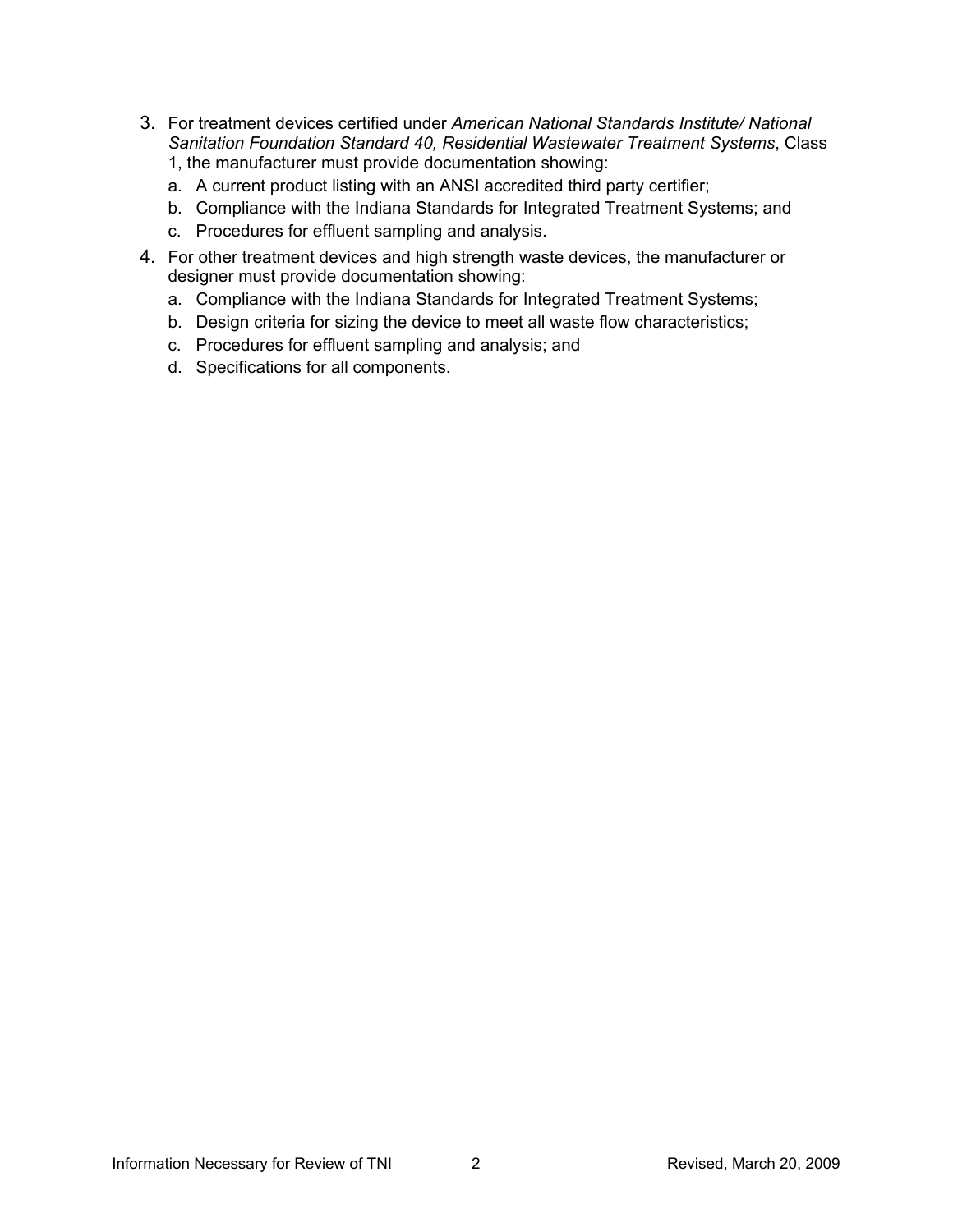3. For treatment devices certified under *American National Standards Institute/ National Sanitation Foundation Standard 40, Residential Wastewater Treatment Systems*, Class 1, the manufacturer must provide documentation showing:
   a. A current product listing with an ANSI accredited third party certifier;
   b. Compliance with the Indiana Standards for Integrated Treatment Systems; and
   c. Procedures for effluent sampling and analysis.
4. For other treatment devices and high strength waste devices, the manufacturer or designer must provide documentation showing:
   a. Compliance with the Indiana Standards for Integrated Treatment Systems;
   b. Design criteria for sizing the device to meet all waste flow characteristics;
   c. Procedures for effluent sampling and analysis; and
   d. Specifications for all components.